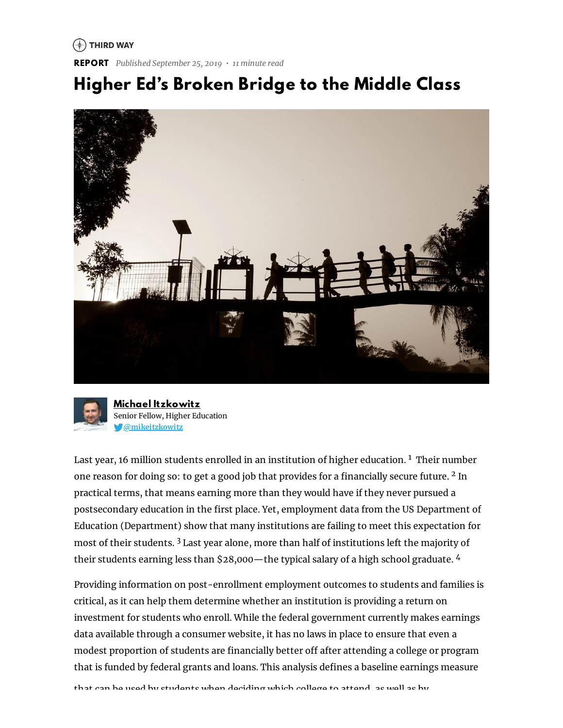THIRD WAY

**REPORT** *Published September 25, 2019 • 11 minute read*

# Higher Ed's Broken Bridge to the Middle Class

**Michael Itzkowitz**
Senior Fellow, Higher Education
@mikeitzkowitz

Last year, 16 million students enrolled in an institution of higher education.[1] Their number one reason for doing so: to get a good job that provides for a financially secure future.[2] In practical terms, that means earning more than they would have if they never pursued a postsecondary education in the first place. Yet, employment data from the US Department of Education (Department) show that many institutions are failing to meet this expectation for most of their students.[3] Last year alone, more than half of institutions left the majority of their students earning less than $28,000—the typical salary of a high school graduate.[4]

Providing information on post-enrollment employment outcomes to students and families is critical, as it can help them determine whether an institution is providing a return on investment for students who enroll. While the federal government currently makes earnings data available through a consumer website, it has no laws in place to ensure that even a modest proportion of students are financially better off after attending a college or program that is funded by federal grants and loans. This analysis defines a baseline earnings measure that can be used by students when deciding which college to attend, as well as by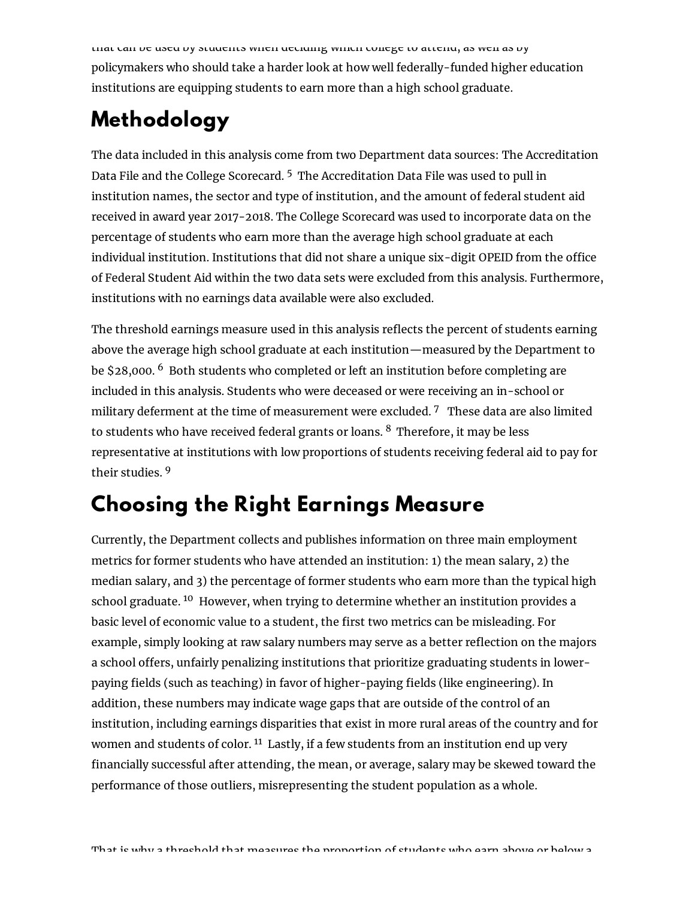that can be used by students when deciding which college to attend, as well as by policymakers who should take a harder look at how well federally-funded higher education institutions are equipping students to earn more than a high school graduate.

# Methodology

The data included in this analysis come from two Department data sources: The Accreditation Data File and the College Scorecard. [5] The Accreditation Data File was used to pull in institution names, the sector and type of institution, and the amount of federal student aid received in award year 2017-2018. The College Scorecard was used to incorporate data on the percentage of students who earn more than the average high school graduate at each individual institution. Institutions that did not share a unique six-digit OPEID from the office of Federal Student Aid within the two data sets were excluded from this analysis. Furthermore, institutions with no earnings data available were also excluded.

The threshold earnings measure used in this analysis reflects the percent of students earning above the average high school graduate at each institution—measured by the Department to be $28,000. [6] Both students who completed or left an institution before completing are included in this analysis. Students who were deceased or were receiving an in-school or military deferment at the time of measurement were excluded. [7] These data are also limited to students who have received federal grants or loans. [8] Therefore, it may be less representative at institutions with low proportions of students receiving federal aid to pay for their studies. [9]

# Choosing the Right Earnings Measure

Currently, the Department collects and publishes information on three main employment metrics for former students who have attended an institution: 1) the mean salary, 2) the median salary, and 3) the percentage of former students who earn more than the typical high school graduate. [10] However, when trying to determine whether an institution provides a basic level of economic value to a student, the first two metrics can be misleading. For example, simply looking at raw salary numbers may serve as a better reflection on the majors a school offers, unfairly penalizing institutions that prioritize graduating students in lower-paying fields (such as teaching) in favor of higher-paying fields (like engineering). In addition, these numbers may indicate wage gaps that are outside of the control of an institution, including earnings disparities that exist in more rural areas of the country and for women and students of color. [11] Lastly, if a few students from an institution end up very financially successful after attending, the mean, or average, salary may be skewed toward the performance of those outliers, misrepresenting the student population as a whole.

That is why a threshold that measures the proportion of students who earn above or below a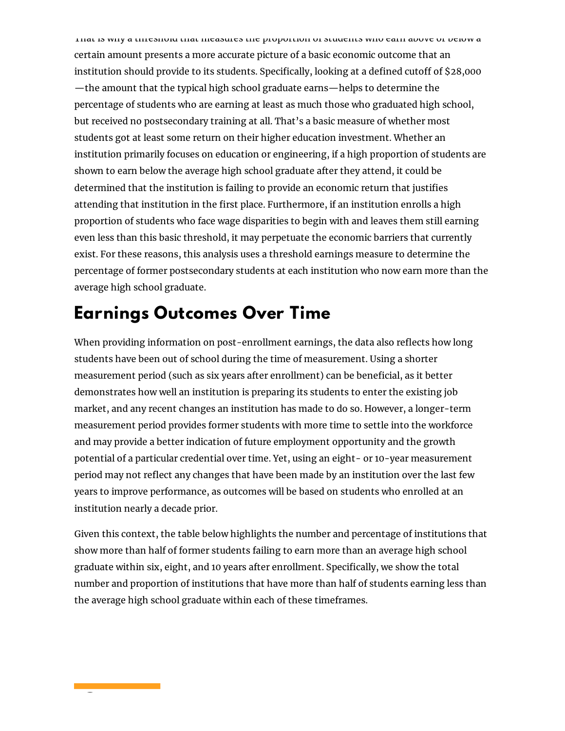That is why a threshold that measures the proportion of students who earn above or below a certain amount presents a more accurate picture of a basic economic outcome that an institution should provide to its students. Specifically, looking at a defined cutoff of $28,000—the amount that the typical high school graduate earns—helps to determine the percentage of students who are earning at least as much those who graduated high school, but received no postsecondary training at all. That's a basic measure of whether most students got at least some return on their higher education investment. Whether an institution primarily focuses on education or engineering, if a high proportion of students are shown to earn below the average high school graduate after they attend, it could be determined that the institution is failing to provide an economic return that justifies attending that institution in the first place. Furthermore, if an institution enrolls a high proportion of students who face wage disparities to begin with and leaves them still earning even less than this basic threshold, it may perpetuate the economic barriers that currently exist. For these reasons, this analysis uses a threshold earnings measure to determine the percentage of former postsecondary students at each institution who now earn more than the average high school graduate.

## Earnings Outcomes Over Time

When providing information on post-enrollment earnings, the data also reflects how long students have been out of school during the time of measurement. Using a shorter measurement period (such as six years after enrollment) can be beneficial, as it better demonstrates how well an institution is preparing its students to enter the existing job market, and any recent changes an institution has made to do so. However, a longer-term measurement period provides former students with more time to settle into the workforce and may provide a better indication of future employment opportunity and the growth potential of a particular credential over time. Yet, using an eight- or 10-year measurement period may not reflect any changes that have been made by an institution over the last few years to improve performance, as outcomes will be based on students who enrolled at an institution nearly a decade prior.

Given this context, the table below highlights the number and percentage of institutions that show more than half of former students failing to earn more than an average high school graduate within six, eight, and 10 years after enrollment. Specifically, we show the total number and proportion of institutions that have more than half of students earning less than the average high school graduate within each of these timeframes.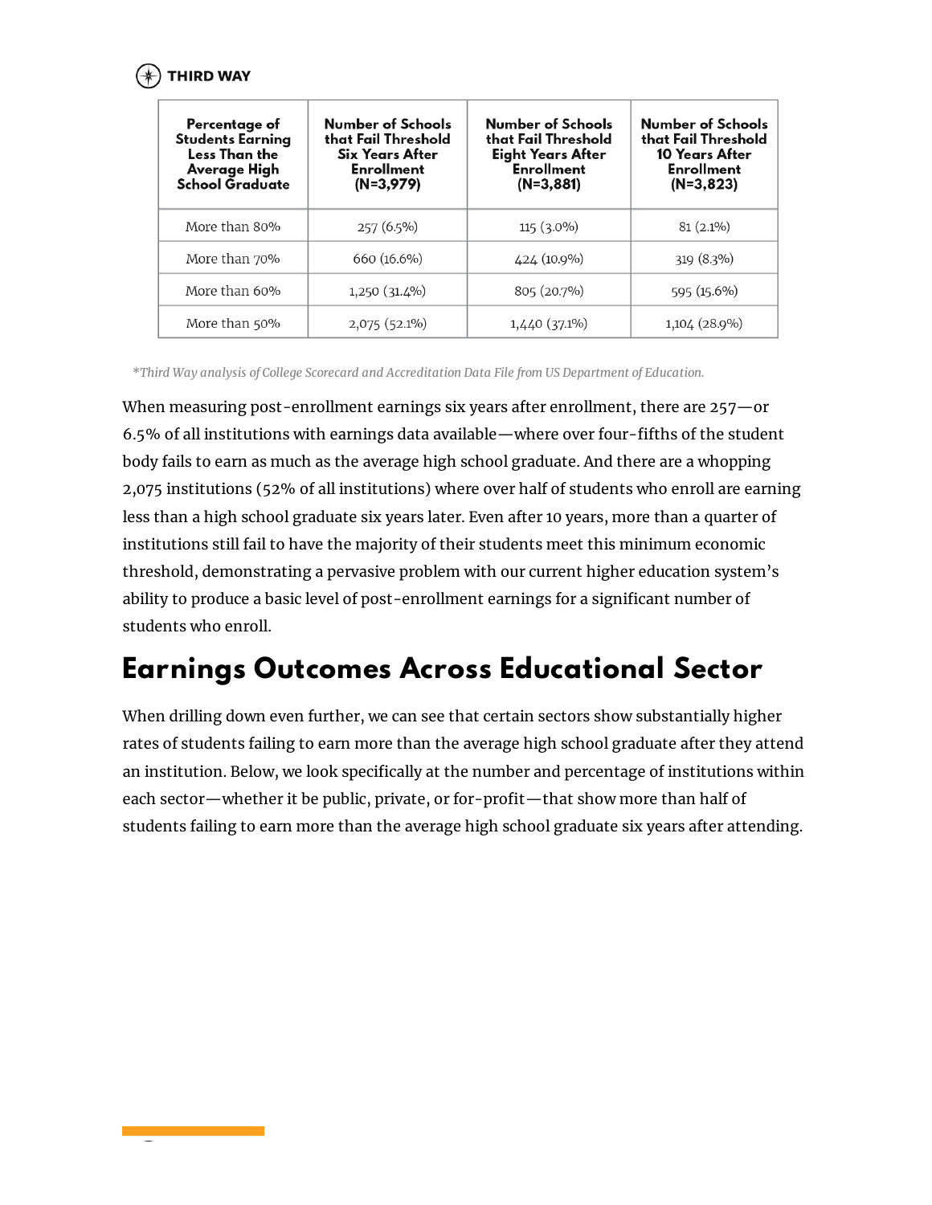| Percentage of Students Earning Less Than the Average High School Graduate | Number of Schools that Fail Threshold Six Years After Enrollment (N=3,979) | Number of Schools that Fail Threshold Eight Years After Enrollment (N=3,881) | Number of Schools that Fail Threshold 10 Years After Enrollment (N=3,823) |
|---|---|---|---|
| More than 80% | 257 (6.5%) | 115 (3.0%) | 81 (2.1%) |
| More than 70% | 660 (16.6%) | 424 (10.9%) | 319 (8.3%) |
| More than 60% | 1,250 (31.4%) | 805 (20.7%) | 595 (15.6%) |
| More than 50% | 2,075 (52.1%) | 1,440 (37.1%) | 1,104 (28.9%) |

*\*Third Way analysis of College Scorecard and Accreditation Data File from US Department of Education.*

When measuring post-enrollment earnings six years after enrollment, there are 257—or 6.5% of all institutions with earnings data available—where over four-fifths of the student body fails to earn as much as the average high school graduate. And there are a whopping 2,075 institutions (52% of all institutions) where over half of students who enroll are earning less than a high school graduate six years later. Even after 10 years, more than a quarter of institutions still fail to have the majority of their students meet this minimum economic threshold, demonstrating a pervasive problem with our current higher education system's ability to produce a basic level of post-enrollment earnings for a significant number of students who enroll.

## Earnings Outcomes Across Educational Sector

When drilling down even further, we can see that certain sectors show substantially higher rates of students failing to earn more than the average high school graduate after they attend an institution. Below, we look specifically at the number and percentage of institutions within each sector—whether it be public, private, or for-profit—that show more than half of students failing to earn more than the average high school graduate six years after attending.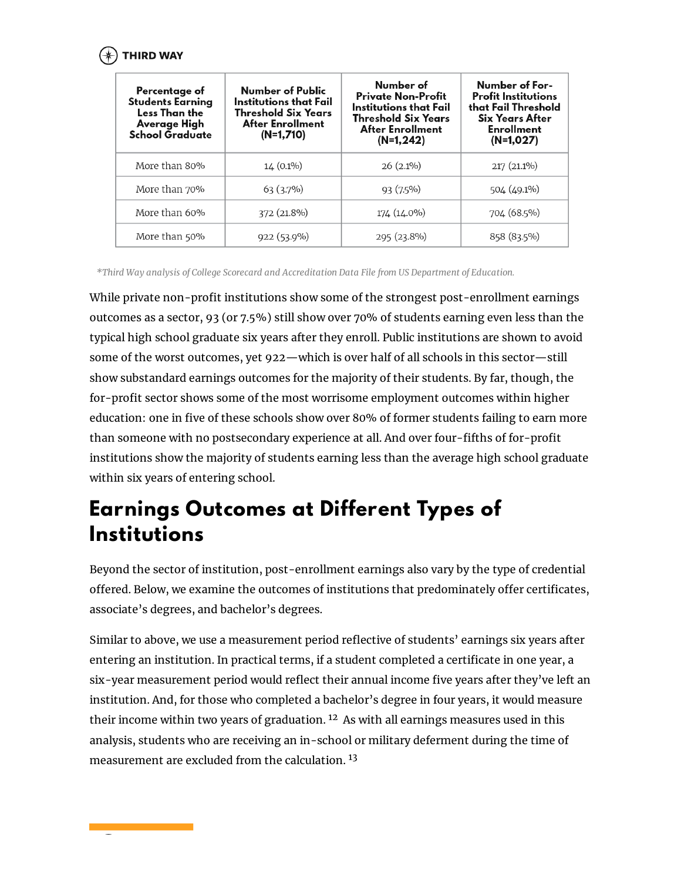| Percentage of Students Earning Less Than the Average High School Graduate | Number of Public Institutions that Fail Threshold Six Years After Enrollment (N=1,710) | Number of Private Non-Profit Institutions that Fail Threshold Six Years After Enrollment (N=1,242) | Number of For-Profit Institutions that Fail Threshold Six Years After Enrollment (N=1,027) |
| --- | --- | --- | --- |
| More than 80% | 14 (0.1%) | 26 (2.1%) | 217 (21.1%) |
| More than 70% | 63 (3.7%) | 93 (7.5%) | 504 (49.1%) |
| More than 60% | 372 (21.8%) | 174 (14.0%) | 704 (68.5%) |
| More than 50% | 922 (53.9%) | 295 (23.8%) | 858 (83.5%) |

*Third Way analysis of College Scorecard and Accreditation Data File from US Department of Education.*

While private non-profit institutions show some of the strongest post-enrollment earnings outcomes as a sector, 93 (or 7.5%) still show over 70% of students earning even less than the typical high school graduate six years after they enroll. Public institutions are shown to avoid some of the worst outcomes, yet 922—which is over half of all schools in this sector—still show substandard earnings outcomes for the majority of their students. By far, though, the for-profit sector shows some of the most worrisome employment outcomes within higher education: one in five of these schools show over 80% of former students failing to earn more than someone with no postsecondary experience at all. And over four-fifths of for-profit institutions show the majority of students earning less than the average high school graduate within six years of entering school.

## Earnings Outcomes at Different Types of Institutions

Beyond the sector of institution, post-enrollment earnings also vary by the type of credential offered. Below, we examine the outcomes of institutions that predominately offer certificates, associate's degrees, and bachelor's degrees.

Similar to above, we use a measurement period reflective of students' earnings six years after entering an institution. In practical terms, if a student completed a certificate in one year, a six-year measurement period would reflect their annual income five years after they've left an institution. And, for those who completed a bachelor's degree in four years, it would measure their income within two years of graduation.[12] As with all earnings measures used in this analysis, students who are receiving an in-school or military deferment during the time of measurement are excluded from the calculation.[13]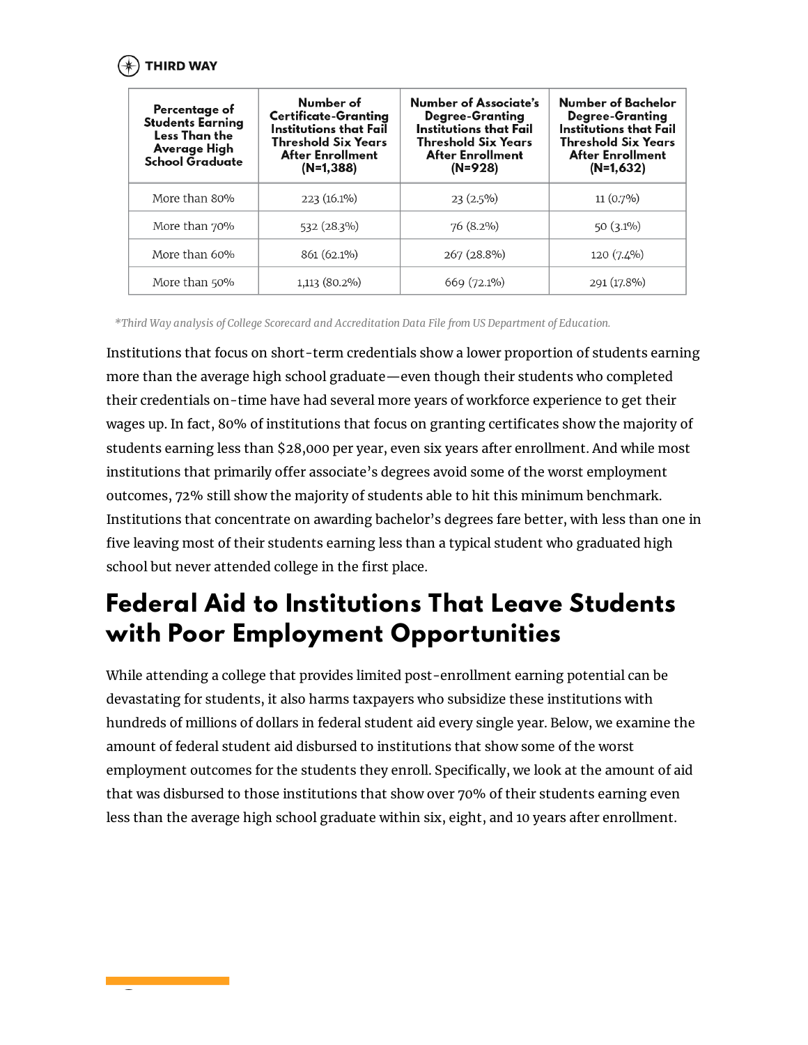| Percentage of Students Earning Less Than the Average High School Graduate | Number of Certificate-Granting Institutions that Fail Threshold Six Years After Enrollment (N=1,388) | Number of Associate's Degree-Granting Institutions that Fail Threshold Six Years After Enrollment (N=928) | Number of Bachelor Degree-Granting Institutions that Fail Threshold Six Years After Enrollment (N=1,632) |
|---|---|---|---|
| More than 80% | 223 (16.1%) | 23 (2.5%) | 11 (0.7%) |
| More than 70% | 532 (28.3%) | 76 (8.2%) | 50 (3.1%) |
| More than 60% | 861 (62.1%) | 267 (28.8%) | 120 (7.4%) |
| More than 50% | 1,113 (80.2%) | 669 (72.1%) | 291 (17.8%) |

*Third Way analysis of College Scorecard and Accreditation Data File from US Department of Education.*

Institutions that focus on short-term credentials show a lower proportion of students earning more than the average high school graduate—even though their students who completed their credentials on-time have had several more years of workforce experience to get their wages up. In fact, 80% of institutions that focus on granting certificates show the majority of students earning less than $28,000 per year, even six years after enrollment. And while most institutions that primarily offer associate's degrees avoid some of the worst employment outcomes, 72% still show the majority of students able to hit this minimum benchmark. Institutions that concentrate on awarding bachelor's degrees fare better, with less than one in five leaving most of their students earning less than a typical student who graduated high school but never attended college in the first place.

## Federal Aid to Institutions That Leave Students with Poor Employment Opportunities

While attending a college that provides limited post-enrollment earning potential can be devastating for students, it also harms taxpayers who subsidize these institutions with hundreds of millions of dollars in federal student aid every single year. Below, we examine the amount of federal student aid disbursed to institutions that show some of the worst employment outcomes for the students they enroll. Specifically, we look at the amount of aid that was disbursed to those institutions that show over 70% of their students earning even less than the average high school graduate within six, eight, and 10 years after enrollment.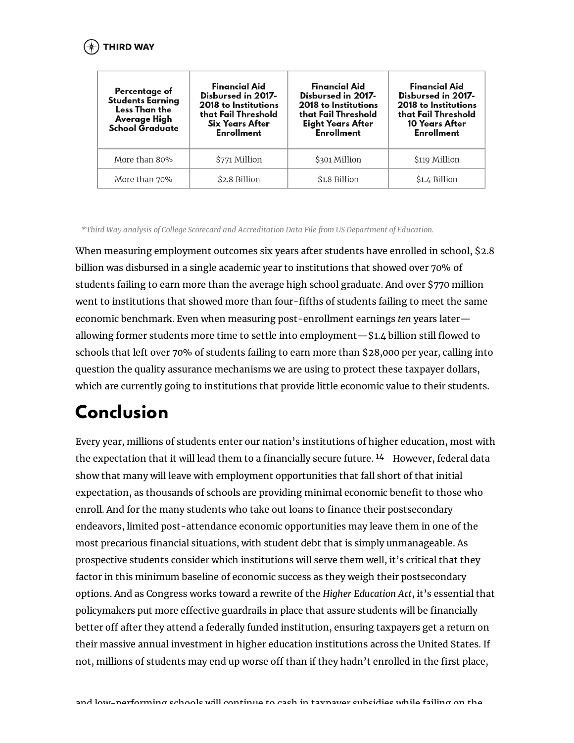| Percentage of Students Earning Less Than the Average High School Graduate | Financial Aid Disbursed in 2017-2018 to Institutions that Fail Threshold Six Years After Enrollment | Financial Aid Disbursed in 2017-2018 to Institutions that Fail Threshold Eight Years After Enrollment | Financial Aid Disbursed in 2017-2018 to Institutions that Fail Threshold 10 Years After Enrollment |
|---|---|---|---|
| More than 80% | $771 Million | $301 Million | $119 Million |
| More than 70% | $2.8 Billion | $1.8 Billion | $1.4 Billion |

*Third Way analysis of College Scorecard and Accreditation Data File from US Department of Education.*

When measuring employment outcomes six years after students have enrolled in school, $2.8 billion was disbursed in a single academic year to institutions that showed over 70% of students failing to earn more than the average high school graduate. And over $770 million went to institutions that showed more than four-fifths of students failing to meet the same economic benchmark. Even when measuring post-enrollment earnings *ten* years later—allowing former students more time to settle into employment—$1.4 billion still flowed to schools that left over 70% of students failing to earn more than $28,000 per year, calling into question the quality assurance mechanisms we are using to protect these taxpayer dollars, which are currently going to institutions that provide little economic value to their students.

## Conclusion

Every year, millions of students enter our nation's institutions of higher education, most with the expectation that it will lead them to a financially secure future.[14] However, federal data show that many will leave with employment opportunities that fall short of that initial expectation, as thousands of schools are providing minimal economic benefit to those who enroll. And for the many students who take out loans to finance their postsecondary endeavors, limited post-attendance economic opportunities may leave them in one of the most precarious financial situations, with student debt that is simply unmanageable. As prospective students consider which institutions will serve them well, it's critical that they factor in this minimum baseline of economic success as they weigh their postsecondary options. And as Congress works toward a rewrite of the *Higher Education Act*, it's essential that policymakers put more effective guardrails in place that assure students will be financially better off after they attend a federally funded institution, ensuring taxpayers get a return on their massive annual investment in higher education institutions across the United States. If not, millions of students may end up worse off than if they hadn't enrolled in the first place,

and low-performing schools will continue to cash in taxpayer subsidies while failing on the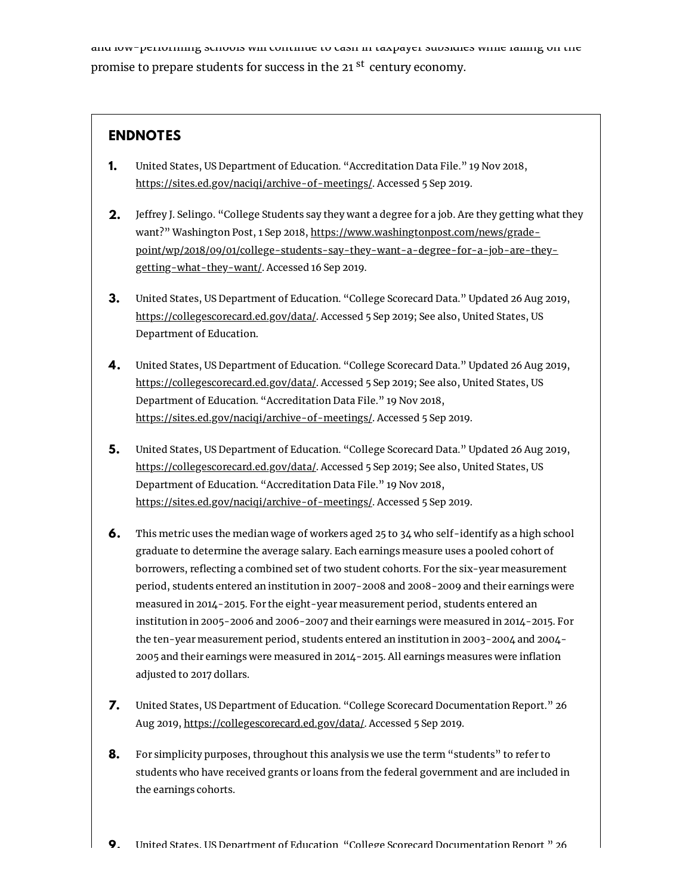and low-performing schools will continue to cash in taxpayer subsidies while failing on the promise to prepare students for success in the 21$^{st}$ century economy.

## ENDNOTES

1. United States, US Department of Education. "Accreditation Data File." 19 Nov 2018, https://sites.ed.gov/naciqi/archive-of-meetings/. Accessed 5 Sep 2019.

2. Jeffrey J. Selingo. "College Students say they want a degree for a job. Are they getting what they want?" Washington Post, 1 Sep 2018, https://www.washingtonpost.com/news/grade-point/wp/2018/09/01/college-students-say-they-want-a-degree-for-a-job-are-they-getting-what-they-want/. Accessed 16 Sep 2019.

3. United States, US Department of Education. "College Scorecard Data." Updated 26 Aug 2019, https://collegescorecard.ed.gov/data/. Accessed 5 Sep 2019; See also, United States, US Department of Education.

4. United States, US Department of Education. "College Scorecard Data." Updated 26 Aug 2019, https://collegescorecard.ed.gov/data/. Accessed 5 Sep 2019; See also, United States, US Department of Education. "Accreditation Data File." 19 Nov 2018, https://sites.ed.gov/naciqi/archive-of-meetings/. Accessed 5 Sep 2019.

5. United States, US Department of Education. "College Scorecard Data." Updated 26 Aug 2019, https://collegescorecard.ed.gov/data/. Accessed 5 Sep 2019; See also, United States, US Department of Education. "Accreditation Data File." 19 Nov 2018, https://sites.ed.gov/naciqi/archive-of-meetings/. Accessed 5 Sep 2019.

6. This metric uses the median wage of workers aged 25 to 34 who self-identify as a high school graduate to determine the average salary. Each earnings measure uses a pooled cohort of borrowers, reflecting a combined set of two student cohorts. For the six-year measurement period, students entered an institution in 2007-2008 and 2008-2009 and their earnings were measured in 2014-2015. For the eight-year measurement period, students entered an institution in 2005-2006 and 2006-2007 and their earnings were measured in 2014-2015. For the ten-year measurement period, students entered an institution in 2003-2004 and 2004-2005 and their earnings were measured in 2014-2015. All earnings measures were inflation adjusted to 2017 dollars.

7. United States, US Department of Education. "College Scorecard Documentation Report." 26 Aug 2019, https://collegescorecard.ed.gov/data/. Accessed 5 Sep 2019.

8. For simplicity purposes, throughout this analysis we use the term "students" to refer to students who have received grants or loans from the federal government and are included in the earnings cohorts.

9. United States, US Department of Education. "College Scorecard Documentation Report." 26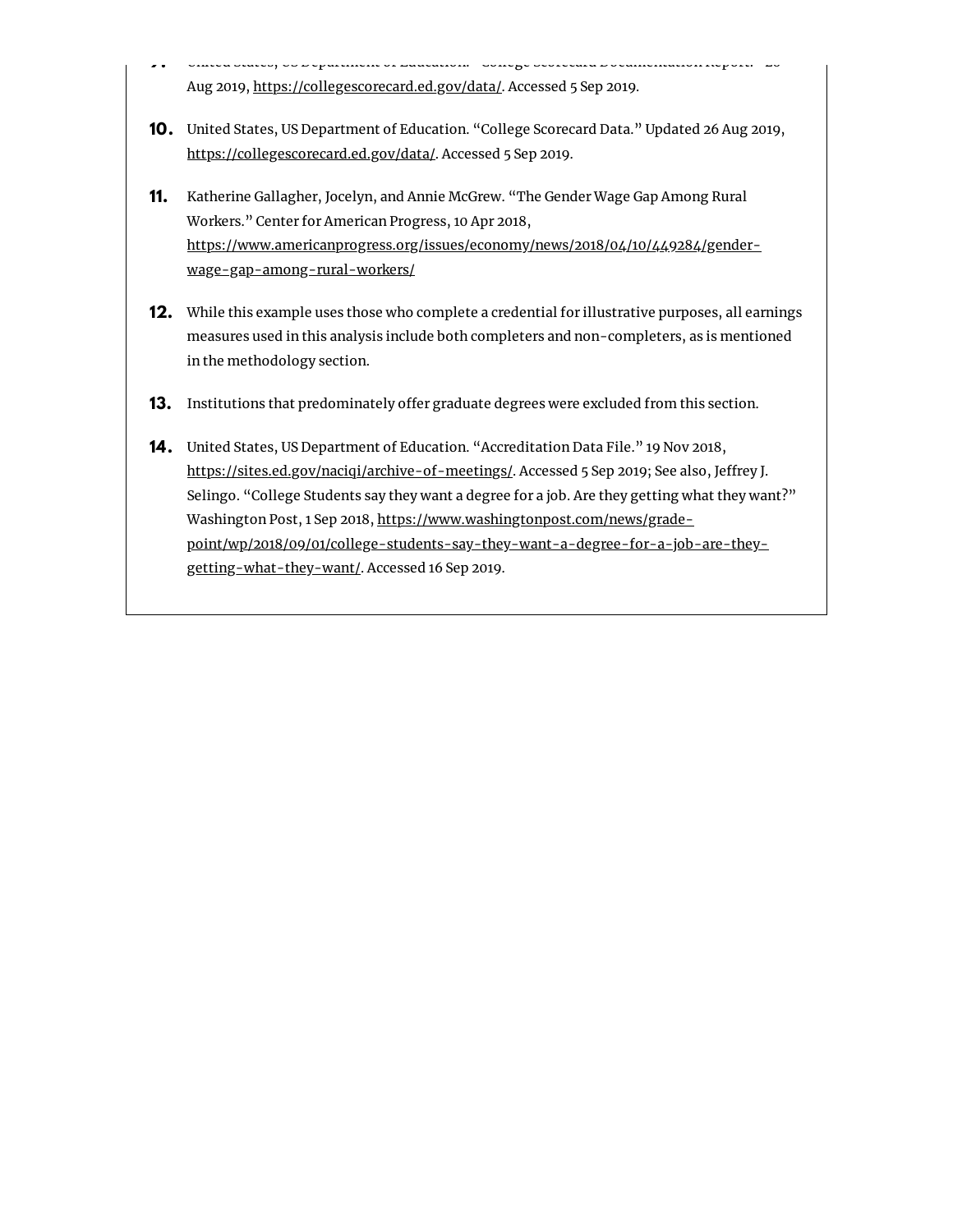9. United States, US Department of Education. "College Scorecard Documentation Report." 26 Aug 2019, https://collegescorecard.ed.gov/data/. Accessed 5 Sep 2019.

10. United States, US Department of Education. "College Scorecard Data." Updated 26 Aug 2019, https://collegescorecard.ed.gov/data/. Accessed 5 Sep 2019.

11. Katherine Gallagher, Jocelyn, and Annie McGrew. "The Gender Wage Gap Among Rural Workers." Center for American Progress, 10 Apr 2018, https://www.americanprogress.org/issues/economy/news/2018/04/10/449284/gender-wage-gap-among-rural-workers/

12. While this example uses those who complete a credential for illustrative purposes, all earnings measures used in this analysis include both completers and non-completers, as is mentioned in the methodology section.

13. Institutions that predominately offer graduate degrees were excluded from this section.

14. United States, US Department of Education. "Accreditation Data File." 19 Nov 2018, https://sites.ed.gov/naciqi/archive-of-meetings/. Accessed 5 Sep 2019; See also, Jeffrey J. Selingo. "College Students say they want a degree for a job. Are they getting what they want?" Washington Post, 1 Sep 2018, https://www.washingtonpost.com/news/grade-point/wp/2018/09/01/college-students-say-they-want-a-degree-for-a-job-are-they-getting-what-they-want/. Accessed 16 Sep 2019.